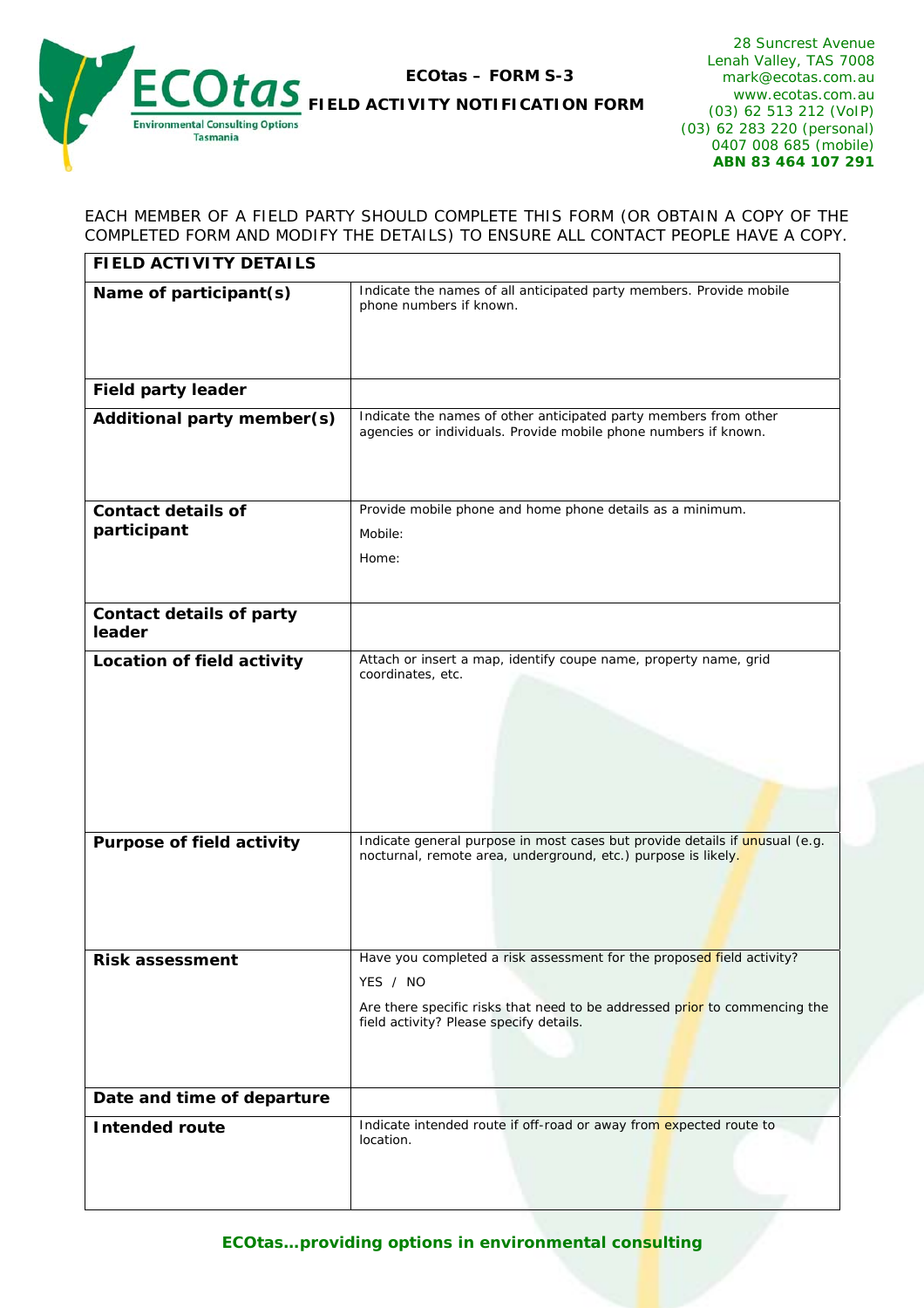# ECOtas – FORM S-3

## FIELD ACTIVITY NOTIFICATION FORM

28 Suncrest Avenue
Lenah Valley, TAS 7008
mark@ecotas.com.au
www.ecotas.com.au
(03) 62 513 212 (VoIP)
(03) 62 283 220 (personal)
0407 008 685 (mobile)
**ABN 83 464 107 291**

EACH MEMBER OF A FIELD PARTY SHOULD COMPLETE THIS FORM (OR OBTAIN A COPY OF THE COMPLETED FORM AND MODIFY THE DETAILS) TO ENSURE ALL CONTACT PEOPLE HAVE A COPY.

| **FIELD ACTIVITY DETAILS** | |
|---|---|
| **Name of participant(s)** | Indicate the names of all anticipated party members. Provide mobile phone numbers if known. |
| **Field party leader** | |
| **Additional party member(s)** | Indicate the names of other anticipated party members from other agencies or individuals. Provide mobile phone numbers if known. |
| **Contact details of participant** | Provide mobile phone and home phone details as a minimum.<br>Mobile:<br>Home: |
| **Contact details of party leader** | |
| **Location of field activity** | Attach or insert a map, identify coupe name, property name, grid coordinates, etc. |
| **Purpose of field activity** | Indicate general purpose in most cases but provide details if unusual (e.g. nocturnal, remote area, underground, etc.) purpose is likely. |
| **Risk assessment** | Have you completed a risk assessment for the proposed field activity?<br>YES / NO<br>Are there specific risks that need to be addressed prior to commencing the field activity? Please specify details. |
| **Date and time of departure** | |
| **Intended route** | Indicate intended route if off-road or away from expected route to location. |

**ECOtas…providing options in environmental consulting**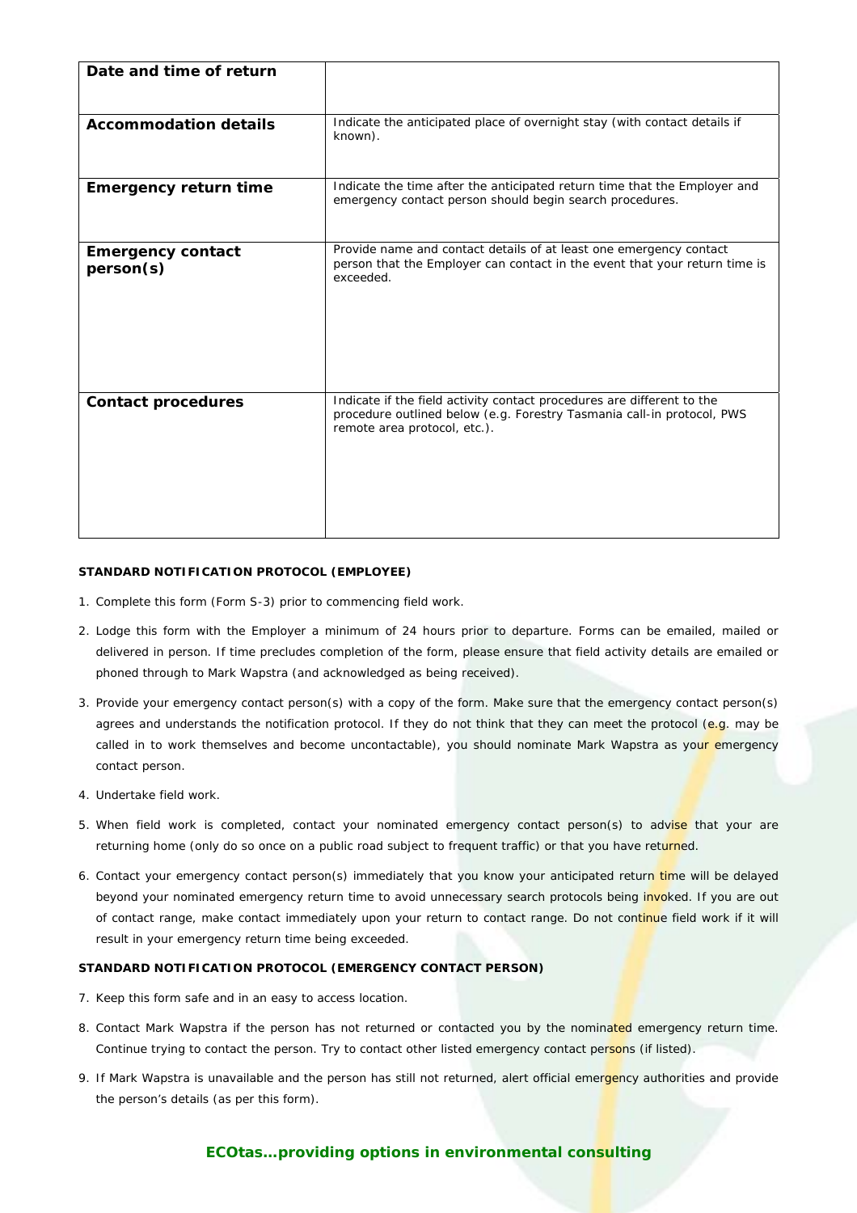| | |
|---|---|
| **Date and time of return** | |
| **Accommodation details** | Indicate the anticipated place of overnight stay (with contact details if known). |
| **Emergency return time** | Indicate the time after the anticipated return time that the Employer and emergency contact person should begin search procedures. |
| **Emergency contact person(s)** | Provide name and contact details of at least one emergency contact person that the Employer can contact in the event that your return time is exceeded. |
| **Contact procedures** | Indicate if the field activity contact procedures are different to the procedure outlined below (e.g. Forestry Tasmania call-in protocol, PWS remote area protocol, etc.). |

**STANDARD NOTIFICATION PROTOCOL (EMPLOYEE)**

1. Complete this form (Form S-3) prior to commencing field work.
2. Lodge this form with the Employer a minimum of 24 hours prior to departure. Forms can be emailed, mailed or delivered in person. If time precludes completion of the form, please ensure that field activity details are emailed or phoned through to Mark Wapstra (and acknowledged as being received).
3. Provide your emergency contact person(s) with a copy of the form. Make sure that the emergency contact person(s) agrees and understands the notification protocol. If they do not think that they can meet the protocol (e.g. may be called in to work themselves and become uncontactable), you should nominate Mark Wapstra as your emergency contact person.
4. Undertake field work.
5. When field work is completed, contact your nominated emergency contact person(s) to advise that your are returning home (only do so once on a public road subject to frequent traffic) or that you have returned.
6. Contact your emergency contact person(s) immediately that you know your anticipated return time will be delayed beyond your nominated emergency return time to avoid unnecessary search protocols being invoked. If you are out of contact range, make contact immediately upon your return to contact range. Do not continue field work if it will result in your emergency return time being exceeded.

**STANDARD NOTIFICATION PROTOCOL (EMERGENCY CONTACT PERSON)**

7. Keep this form safe and in an easy to access location.
8. Contact Mark Wapstra if the person has not returned or contacted you by the nominated emergency return time. Continue trying to contact the person. Try to contact other listed emergency contact persons (if listed).
9. If Mark Wapstra is unavailable and the person has still not returned, alert official emergency authorities and provide the person's details (as per this form).

**ECOtas…providing options in environmental consulting**